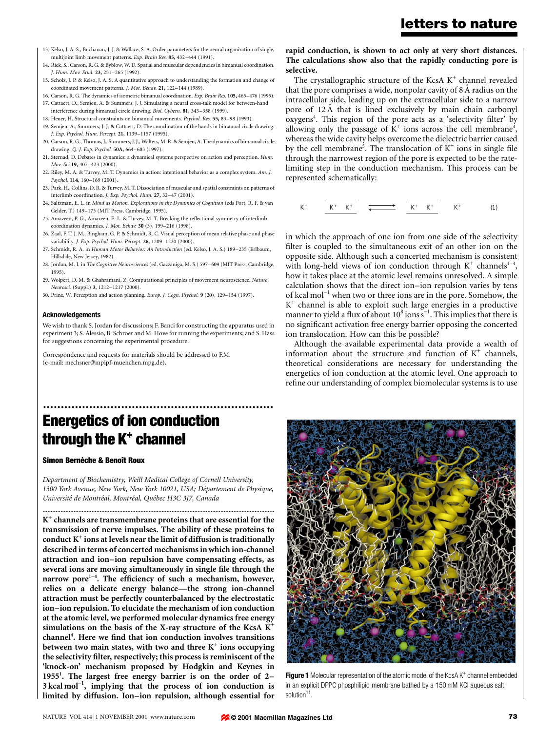13. Kelso, J. A. S., Buchanan, J. J. & Wallace, S. A. Order parameters for the neural organization of single, multijoint limb movement patterns. *Exp. Brain Res.* **85,** 432–444 (1991).
14. Riek, S., Carson, R. G. & Byblow, W. D. Spatial and muscular dependencies in bimanual coordination. *J. Hum. Mov. Stud.* **23,** 251–265 (1992).
15. Scholz, J. P. & Kelso, J. A. S. A quantitative approach to understanding the formation and change of coordinated movement patterns. *J. Mot. Behav.* **21,** 122–144 (1989).
16. Carson, R. G. The dynamics of isometric bimanual coordination. *Exp. Brain Res.* **105,** 465–476 (1995).
17. Cattaert, D., Semjen, A. & Summers, J. J. Simulating a neural cross-talk model for between-hand interference during bimanual circle drawing. *Biol. Cybern.* **81,** 343–358 (1999).
18. Heuer, H. Structural constraints on bimanual movements. *Psychol. Res.* **55,** 83–98 (1993).
19. Semjen, A., Summers, J. J. & Cattaert, D. The coordination of the hands in bimanual circle drawing. *J. Exp. Psychol. Hum. Percept.* **21,** 1139–1157 (1995).
20. Carson, R. G., Thomas, J., Summers, J. J., Walters, M. R. & Semjen, A. The dynamics of bimanual circle drawing. *Q. J. Exp. Psychol.* **50A,** 664–683 (1997).
21. Sternad, D. Debates in dynamics: a dynamical systems perspective on action and perception. *Hum. Mov. Sci* **19,** 407–423 (2000).
22. Riley, M. A. & Turvey, M. T. Dynamics in action: intentional behavior as a complex system. *Am. J. Psychol.* **114,** 160–169 (2001).
23. Park, H., Collins, D. R. & Turvey, M. T. Dissociation of muscular and spatial constraints on patterns of interlimb coordination. *J. Exp. Psychol. Hum. Percept.* **27,** 32–47 (2001).
24. Saltzman, E. L. in *Mind as Motion. Explorations in the Dynamics of Cognition* (eds Port, R. F. & van Gelder, T.) 149–173 (MIT Press, Cambridge, 1995).
25. Amazeen, P. G., Amazeen, E. L. & Turvey, M. T. Breaking the reflectional symmetry of interlimb coordination dynamics. *J. Mot. Behav.* **30** (3), 199–216 (1998).
26. Zaal, F. T. J. M., Bingham, G. P. & Schmidt, R. C. Visual perception of mean relative phase and phase variability. *J. Exp. Psychol. Hum. Percept.* **26,** 1209–1220 (2000).
27. Schmidt, R. A. in *Human Motor Behavior: An Introduction* (ed. Kelso, J. A. S.) 189–235 (Erlbaum, Hillsdale, New Jersey, 1982).
28. Jordan, M. I. in *The Cognitive Neurosciences* (ed. Gazzaniga, M. S.) 597–609 (MIT Press, Cambridge, 1995).
29. Wolpert, D. M. & Ghahramani, Z. Computational principles of movement neuroscience. *Nature Neurosci.* (Suppl.) **3,** 1212–1217 (2000).
30. Prinz, W. Perception and action planning. *Europ. J. Cogn. Psychol.* **9** (20), 129–154 (1997).

### Acknowledgements

We wish to thank S. Jordan for discussions; F. Banci for constructing the apparatus used in experiment 3; S. Alessio, B. Schroer and M. Hove for running the experiments; and S. Hass for suggestions concerning the experimental procedure.

Correspondence and requests for materials should be addressed to F.M. (e-mail: mechsner@mpipf-muenchen.mpg.de).

# Energetics of ion conduction through the K+ channel

**Simon Bernèche & Benoît Roux**

*Department of Biochemistry, Weill Medical College of Cornell University, 1300 York Avenue, New York, New York 10021, USA; Département de Physique, Université de Montréal, Montréal, Québec H3C 3J7, Canada*

**$K^+$ channels are transmembrane proteins that are essential for the transmission of nerve impulses. The ability of these proteins to conduct $K^+$ ions at levels near the limit of diffusion is traditionally described in terms of concerted mechanisms in which ion-channel attraction and ion–ion repulsion have compensating effects, as several ions are moving simultaneously in single file through the narrow pore[1–4]. The efficiency of such a mechanism, however, relies on a delicate energy balance—the strong ion-channel attraction must be perfectly counterbalanced by the electrostatic ion–ion repulsion. To elucidate the mechanism of ion conduction at the atomic level, we performed molecular dynamics free energy simulations on the basis of the X-ray structure of the KcsA $K^+$ channel[4]. Here we find that ion conduction involves transitions between two main states, with two and three $K^+$ ions occupying the selectivity filter, respectively; this process is reminiscent of the 'knock-on' mechanism proposed by Hodgkin and Keynes in 1955[1]. The largest free energy barrier is on the order of 2–3 kcal mol$^{-1}$, implying that the process of ion conduction is limited by diffusion. Ion–ion repulsion, although essential for rapid conduction, is shown to act only at very short distances. The calculations show also that the rapidly conducting pore is selective.**

The crystallographic structure of the KcsA $K^+$ channel revealed that the pore comprises a wide, nonpolar cavity of 8 Å radius on the intracellular side, leading up on the extracellular side to a narrow pore of 12 Å that is lined exclusively by main chain carbonyl oxygens[4]. This region of the pore acts as a 'selectivity filter' by allowing only the passage of $K^+$ ions across the cell membrane[4], whereas the wide cavity helps overcome the dielectric barrier caused by the cell membrane[5]. The translocation of $K^+$ ions in single file through the narrowest region of the pore is expected to be the rate-limiting step in the conduction mechanism. This process can be represented schematically:

$$K^+ \quad \overline{K^+ \quad K^+} \quad \rightleftharpoons \quad \overline{K^+ \quad K^+} \quad K^+ \qquad (1)$$

in which the approach of one ion from one side of the selectivity filter is coupled to the simultaneous exit of an other ion on the opposite side. Although such a concerted mechanism is consistent with long-held views of ion conduction through $K^+$ channels[1–4], how it takes place at the atomic level remains unresolved. A simple calculation shows that the direct ion–ion repulsion varies by tens of kcal mol$^{-1}$ when two or three ions are in the pore. Somehow, the $K^+$ channel is able to exploit such large energies in a productive manner to yield a flux of about $10^8$ ions s$^{-1}$. This implies that there is no significant activation free energy barrier opposing the concerted ion translocation. How can this be possible?

Although the available experimental data provide a wealth of information about the structure and function of $K^+$ channels, theoretical considerations are necessary for understanding the energetics of ion conduction at the atomic level. One approach to refine our understanding of complex biomolecular systems is to use

**Figure 1** Molecular representation of the atomic model of the KcsA $K^+$ channel embedded in an explicit DPPC phospholipid membrane bathed by a 150 mM KCl aqueous salt solution[11].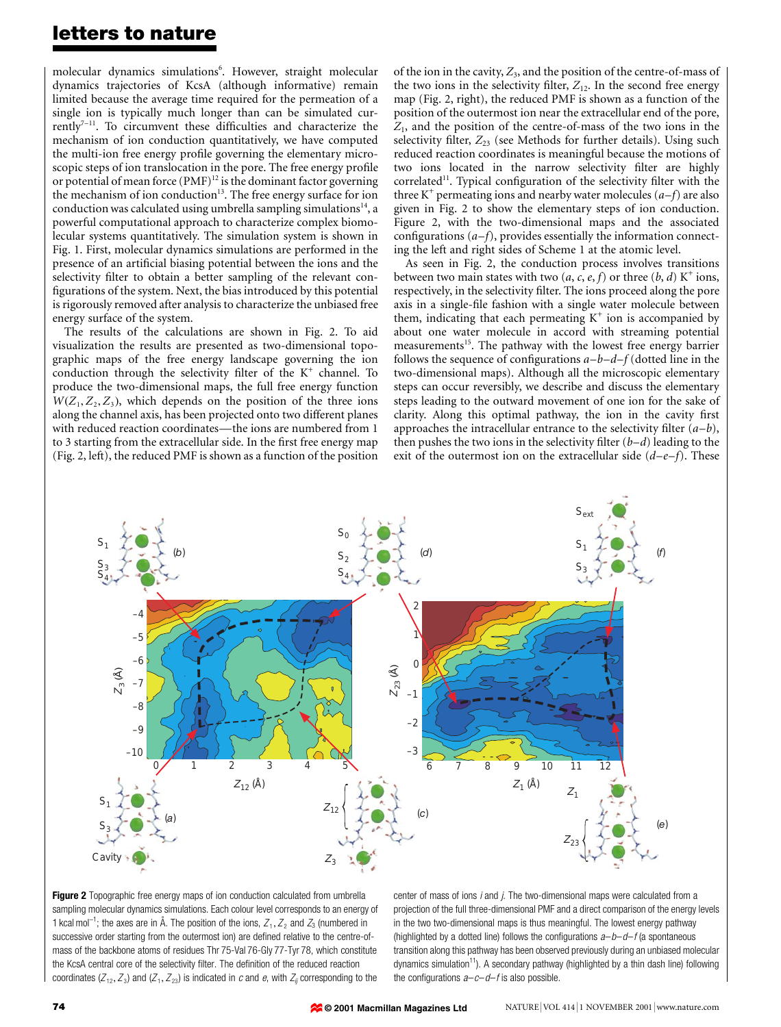molecular dynamics simulations[6]. However, straight molecular dynamics trajectories of KcsA (although informative) remain limited because the average time required for the permeation of a single ion is typically much longer than can be simulated currently[7–11]. To circumvent these difficulties and characterize the mechanism of ion conduction quantitatively, we have computed the multi-ion free energy profile governing the elementary microscopic steps of ion translocation in the pore. The free energy profile or potential of mean force (PMF)[12] is the dominant factor governing the mechanism of ion conduction[13]. The free energy surface for ion conduction was calculated using umbrella sampling simulations[14], a powerful computational approach to characterize complex biomolecular systems quantitatively. The simulation system is shown in Fig. 1. First, molecular dynamics simulations are performed in the presence of an artificial biasing potential between the ions and the selectivity filter to obtain a better sampling of the relevant configurations of the system. Next, the bias introduced by this potential is rigorously removed after analysis to characterize the unbiased free energy surface of the system.

The results of the calculations are shown in Fig. 2. To aid visualization the results are presented as two-dimensional topographic maps of the free energy landscape governing the ion conduction through the selectivity filter of the $K^+$ channel. To produce the two-dimensional maps, the full free energy function $W(Z_1, Z_2, Z_3)$, which depends on the position of the three ions along the channel axis, has been projected onto two different planes with reduced reaction coordinates—the ions are numbered from 1 to 3 starting from the extracellular side. In the first free energy map (Fig. 2, left), the reduced PMF is shown as a function of the position of the ion in the cavity, $Z_3$, and the position of the centre-of-mass of the two ions in the selectivity filter, $Z_{12}$. In the second free energy map (Fig. 2, right), the reduced PMF is shown as a function of the position of the outermost ion near the extracellular end of the pore, $Z_1$, and the position of the centre-of-mass of the two ions in the selectivity filter, $Z_{23}$ (see Methods for further details). Using such reduced reaction coordinates is meaningful because the motions of two ions located in the narrow selectivity filter are highly correlated[11]. Typical configuration of the selectivity filter with the three $K^+$ permeating ions and nearby water molecules (*a*–*f*) are also given in Fig. 2 to show the elementary steps of ion conduction. Figure 2, with the two-dimensional maps and the associated configurations (*a*–*f*), provides essentially the information connecting the left and right sides of Scheme 1 at the atomic level.

As seen in Fig. 2, the conduction process involves transitions between two main states with two (*a*, *c*, *e*, *f*) or three (*b*, *d*) $K^+$ ions, respectively, in the selectivity filter. The ions proceed along the pore axis in a single-file fashion with a single water molecule between them, indicating that each permeating $K^+$ ion is accompanied by about one water molecule in accord with streaming potential measurements[15]. The pathway with the lowest free energy barrier follows the sequence of configurations *a*–*b*–*d*–*f* (dotted line in the two-dimensional maps). Although all the microscopic elementary steps can occur reversibly, we describe and discuss the elementary steps leading to the outward movement of one ion for the sake of clarity. Along this optimal pathway, the ion in the cavity first approaches the intracellular entrance to the selectivity filter (*a*–*b*), then pushes the two ions in the selectivity filter (*b*–*d*) leading to the exit of the outermost ion on the extracellular side (*d*–*e*–*f*). These

**Figure 2** Topographic free energy maps of ion conduction calculated from umbrella sampling molecular dynamics simulations. Each colour level corresponds to an energy of 1 kcal mol$^{-1}$; the axes are in Å. The position of the ions, $Z_1$, $Z_2$ and $Z_3$ (numbered in successive order starting from the outermost ion) are defined relative to the centre-of-mass of the backbone atoms of residues Thr 75-Val 76-Gly 77-Tyr 78, which constitute the KcsA central core of the selectivity filter. The definition of the reduced reaction coordinates ($Z_{12}$, $Z_3$) and ($Z_1$, $Z_{23}$) is indicated in *c* and *e*, with $Z_{ij}$ corresponding to the center of mass of ions *i* and *j*. The two-dimensional maps were calculated from a projection of the full three-dimensional PMF and a direct comparison of the energy levels in the two two-dimensional maps is thus meaningful. The lowest energy pathway (highlighted by a dotted line) follows the configurations *a*–*b*–*d*–*f* (a spontaneous transition along this pathway has been observed previously during an unbiased molecular dynamics simulation[11]). A secondary pathway (highlighted by a thin dash line) following the configurations *a*–*c*–*d*–*f* is also possible.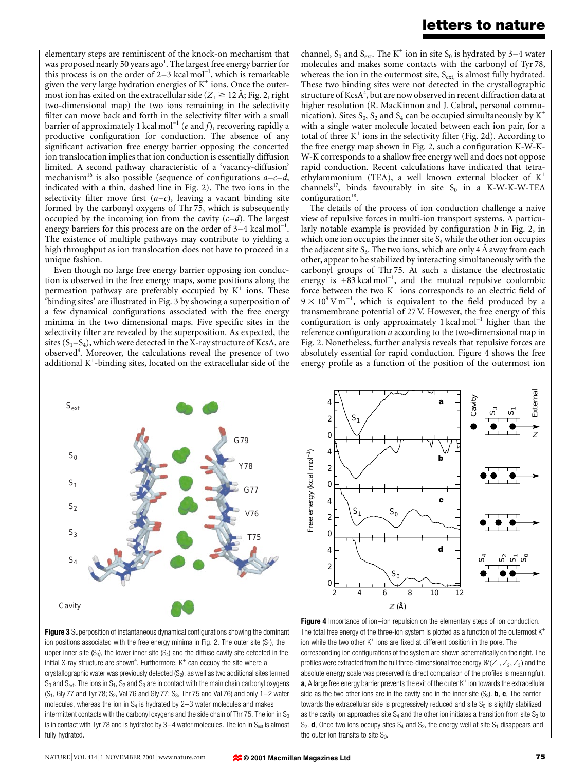elementary steps are reminiscent of the knock-on mechanism that was proposed nearly 50 years ago[1]. The largest free energy barrier for this process is on the order of 2–3 kcal mol$^{-1}$, which is remarkable given the very large hydration energies of $K^+$ ions. Once the outermost ion has exited on the extracellular side ($Z_1 \geq 12$ Å; Fig. 2, right two-dimensional map) the two ions remaining in the selectivity filter can move back and forth in the selectivity filter with a small barrier of approximately 1 kcal mol$^{-1}$ (*e* and *f*), recovering rapidly a productive configuration for conduction. The absence of any significant activation free energy barrier opposing the concerted ion translocation implies that ion conduction is essentially diffusion limited. A second pathway characteristic of a 'vacancy-diffusion' mechanism[16] is also possible (sequence of configurations *a–c–d*, indicated with a thin, dashed line in Fig. 2). The two ions in the selectivity filter move first (*a–c*), leaving a vacant binding site formed by the carbonyl oxygens of Thr 75, which is subsequently occupied by the incoming ion from the cavity (*c–d*). The largest energy barriers for this process are on the order of 3–4 kcal mol$^{-1}$. The existence of multiple pathways may contribute to yielding a high throughput as ion translocation does not have to proceed in a unique fashion.

Even though no large free energy barrier opposing ion conduction is observed in the free energy maps, some positions along the permeation pathway are preferably occupied by $K^+$ ions. These 'binding sites' are illustrated in Fig. 3 by showing a superposition of a few dynamical configurations associated with the free energy minima in the two dimensional maps. Five specific sites in the selectivity filter are revealed by the superposition. As expected, the sites ($S_1$–$S_4$), which were detected in the X-ray structure of KcsA, are observed[4]. Moreover, the calculations reveal the presence of two additional $K^+$-binding sites, located on the extracellular side of the channel, $S_0$ and $S_{ext}$. The $K^+$ ion in site $S_0$ is hydrated by 3–4 water molecules and makes some contacts with the carbonyl of Tyr 78, whereas the ion in the outermost site, $S_{ext}$, is almost fully hydrated. These two binding sites were not detected in the crystallographic structure of KcsA[4], but are now observed in recent diffraction data at higher resolution (R. MacKinnon and J. Cabral, personal communication). Sites $S_0$, $S_2$ and $S_4$ can be occupied simultaneously by $K^+$ with a single water molecule located between each ion pair, for a total of three $K^+$ ions in the selectivity filter (Fig. 2d). According to the free energy map shown in Fig. 2, such a configuration K-W-K-W-K corresponds to a shallow free energy well and does not oppose rapid conduction. Recent calculations have indicated that tetraethylammonium (TEA), a well known external blocker of $K^+$ channels[17], binds favourably in site $S_0$ in a K-W-K-W-TEA configuration[18].

The details of the process of ion conduction challenge a naive view of repulsive forces in multi-ion transport systems. A particularly notable example is provided by configuration *b* in Fig. 2, in which one ion occupies the inner site $S_4$ while the other ion occupies the adjacent site $S_3$. The two ions, which are only 4 Å away from each other, appear to be stabilized by interacting simultaneously with the carbonyl groups of Thr 75. At such a distance the electrostatic energy is +83 kcal mol$^{-1}$, and the mutual repulsive coulombic force between the two $K^+$ ions corresponds to an electric field of $9 \times 10^9$ V m$^{-1}$, which is equivalent to the field produced by a transmembrane potential of 27 V. However, the free energy of this configuration is only approximately 1 kcal mol$^{-1}$ higher than the reference configuration *a* according to the two-dimensional map in Fig. 2. Nonetheless, further analysis reveals that repulsive forces are absolutely essential for rapid conduction. Figure 4 shows the free energy profile as a function of the position of the outermost ion

**Figure 3** Superposition of instantaneous dynamical configurations showing the dominant ion positions associated with the free energy minima in Fig. 2. The outer site ($S_1$), the upper inner site ($S_3$), the lower inner site ($S_4$) and the diffuse cavity site detected in the initial X-ray structure are shown[4]. Furthermore, $K^+$ can occupy the site where a crystallographic water was previously detected ($S_2$), as well as two additional sites termed $S_0$ and $S_{ext}$. The ions in $S_1$, $S_2$ and $S_3$ are in contact with the main chain carbonyl oxygens ($S_1$, Gly 77 and Tyr 78; $S_2$, Val 76 and Gly 77; $S_3$, Thr 75 and Val 76) and only 1–2 water molecules, whereas the ion in $S_4$ is hydrated by 2–3 water molecules and makes intermittent contacts with the carbonyl oxygens and the side chain of Thr 75. The ion in $S_0$ is in contact with Tyr 78 and is hydrated by 3–4 water molecules. The ion in $S_{ext}$ is almost fully hydrated.

**Figure 4** Importance of ion–ion repulsion on the elementary steps of ion conduction. The total free energy of the three-ion system is plotted as a function of the outermost $K^+$ ion while the two other $K^+$ ions are fixed at different position in the pore. The corresponding ion configurations of the system are shown schematically on the right. The profiles were extracted from the full three-dimensional free energy $W(Z_1, Z_2, Z_3)$ and the absolute energy scale was preserved (a direct comparison of the profiles is meaningful). **a**, A large free energy barrier prevents the exit of the outer $K^+$ ion towards the extracellular side as the two other ions are in the cavity and in the inner site ($S_3$). **b**, **c**, The barrier towards the extracellular side is progressively reduced and site $S_0$ is slightly stabilized as the cavity ion approaches site $S_4$ and the other ion initiates a transition from site $S_3$ to $S_2$. **d**, Once two ions occupy sites $S_4$ and $S_2$, the energy well at site $S_1$ disappears and the outer ion transits to site $S_0$.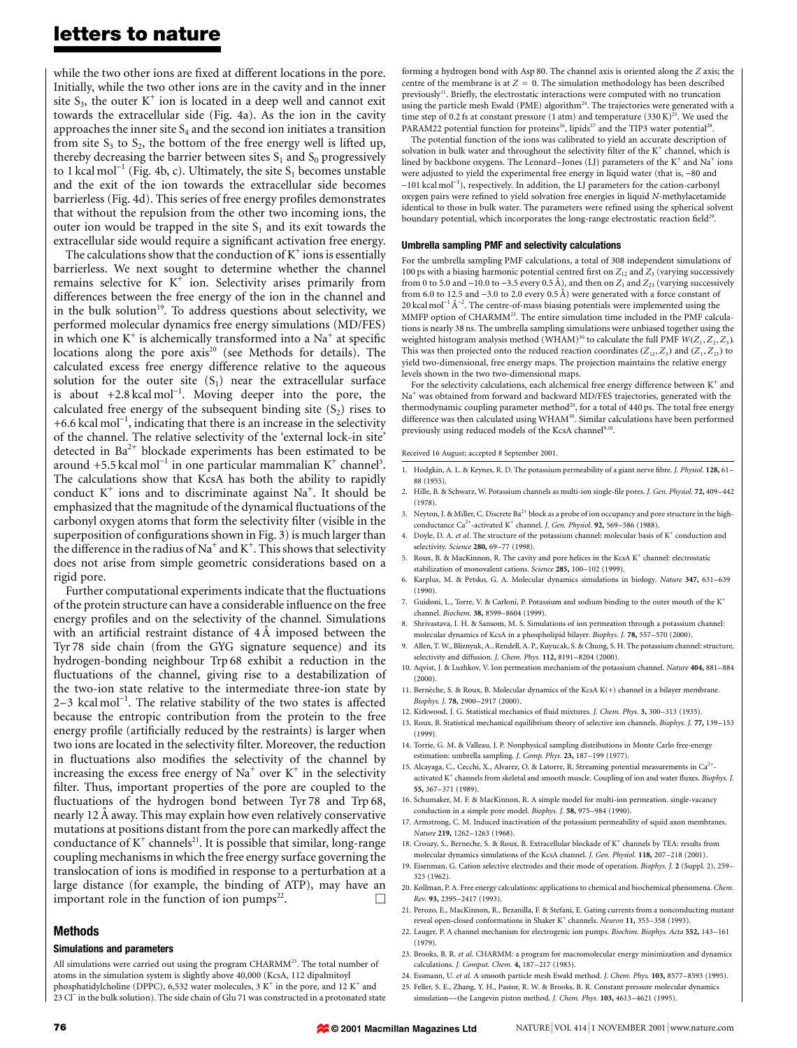while the two other ions are fixed at different locations in the pore. Initially, while the two other ions are in the cavity and in the inner site $S_3$, the outer $K^+$ ion is located in a deep well and cannot exit towards the extracellular side (Fig. 4a). As the ion in the cavity approaches the inner site $S_4$ and the second ion initiates a transition from site $S_3$ to $S_2$, the bottom of the free energy well is lifted up, thereby decreasing the barrier between sites $S_1$ and $S_0$ progressively to 1 kcal mol$^{-1}$ (Fig. 4b, c). Ultimately, the site $S_1$ becomes unstable and the exit of the ion towards the extracellular side becomes barrierless (Fig. 4d). This series of free energy profiles demonstrates that without the repulsion from the other two incoming ions, the outer ion would be trapped in the site $S_1$ and its exit towards the extracellular side would require a significant activation free energy.

The calculations show that the conduction of $K^+$ ions is essentially barrierless. We next sought to determine whether the channel remains selective for $K^+$ ion. Selectivity arises primarily from differences between the free energy of the ion in the channel and in the bulk solution[19]. To address questions about selectivity, we performed molecular dynamics free energy simulations (MD/FES) in which one $K^+$ is alchemically transformed into a $Na^+$ at specific locations along the pore axis[20] (see Methods for details). The calculated excess free energy difference relative to the aqueous solution for the outer site ($S_1$) near the extracellular surface is about +2.8 kcal mol$^{-1}$. Moving deeper into the pore, the calculated free energy of the subsequent binding site ($S_2$) rises to +6.6 kcal mol$^{-1}$, indicating that there is an increase in the selectivity of the channel. The relative selectivity of the 'external lock-in site' detected in $Ba^{2+}$ blockade experiments has been estimated to be around +5.5 kcal mol$^{-1}$ in one particular mammalian $K^+$ channel[3]. The calculations show that KcsA has both the ability to rapidly conduct $K^+$ ions and to discriminate against $Na^+$. It should be emphasized that the magnitude of the dynamical fluctuations of the carbonyl oxygen atoms that form the selectivity filter (visible in the superposition of configurations shown in Fig. 3) is much larger than the difference in the radius of $Na^+$ and $K^+$. This shows that selectivity does not arise from simple geometric considerations based on a rigid pore.

Further computational experiments indicate that the fluctuations of the protein structure can have a considerable influence on the free energy profiles and on the selectivity of the channel. Simulations with an artificial restraint distance of 4 Å imposed between the Tyr 78 side chain (from the GYG signature sequence) and its hydrogen-bonding neighbour Trp 68 exhibit a reduction in the fluctuations of the channel, giving rise to a destabilization of the two-ion state relative to the intermediate three-ion state by 2–3 kcal mol$^{-1}$. The relative stability of the two states is affected because the entropic contribution from the protein to the free energy profile (artificially reduced by the restraints) is larger when two ions are located in the selectivity filter. Moreover, the reduction in fluctuations also modifies the selectivity of the channel by increasing the excess free energy of $Na^+$ over $K^+$ in the selectivity filter. Thus, important properties of the pore are coupled to the fluctuations of the hydrogen bond between Tyr 78 and Trp 68, nearly 12 Å away. This may explain how even relatively conservative mutations at positions distant from the pore can markedly affect the conductance of $K^+$ channels[21]. It is possible that similar, long-range coupling mechanisms in which the free energy surface governing the translocation of ions is modified in response to a perturbation at a large distance (for example, the binding of ATP), may have an important role in the function of ion pumps[22]. □

## Methods

### Simulations and parameters

All simulations were carried out using the program CHARMM[23]. The total number of atoms in the simulation system is slightly above 40,000 (KcsA, 112 dipalmitoyl phosphatidylcholine (DPPC), 6,532 water molecules, 3 $K^+$ in the pore, and 12 $K^+$ and 23 $Cl^-$ in the bulk solution). The side chain of Glu 71 was constructed in a protonated state forming a hydrogen bond with Asp 80. The channel axis is oriented along the $Z$ axis; the centre of the membrane is at $Z = 0$. The simulation methodology has been described previously[11]. Briefly, the electrostatic interactions were computed with no truncation using the particle mesh Ewald (PME) algorithm[24]. The trajectories were generated with a time step of 0.2 fs at constant pressure (1 atm) and temperature (330 K)[25]. We used the PARAM22 potential function for proteins[26], lipids[27] and the TIP3 water potential[28].

The potential function of the ions was calibrated to yield an accurate description of solvation in bulk water and throughout the selectivity filter of the $K^+$ channel, which is lined by backbone oxygens. The Lennard–Jones (LJ) parameters of the $K^+$ and $Na^+$ ions were adjusted to yield the experimental free energy in liquid water (that is, −80 and −101 kcal mol$^{-1}$), respectively. In addition, the LJ parameters for the cation-carbonyl oxygen pairs were refined to yield solvation free energies in liquid $N$-methylacetamide identical to those in bulk water. The parameters were refined using the spherical solvent boundary potential, which incorporates the long-range electrostatic reaction field[29].

### Umbrella sampling PMF and selectivity calculations

For the umbrella sampling PMF calculations, a total of 308 independent simulations of 100 ps with a biasing harmonic potential centred first on $Z_{12}$ and $Z_3$ (varying successively from 0 to 5.0 and −10.0 to −3.5 every 0.5 Å), and then on $Z_1$ and $Z_{23}$ (varying successively from 6.0 to 12.5 and −3.0 to 2.0 every 0.5 Å) were generated with a force constant of 20 kcal mol$^{-1}$ Å$^{-2}$. The centre-of-mass biasing potentials were implemented using the MMFP option of CHARMM[23]. The entire simulation time included in the PMF calculations is nearly 38 ns. The umbrella sampling simulations were unbiased together using the weighted histogram analysis method (WHAM)[30] to calculate the full PMF $W(Z_1, Z_2, Z_3)$. This was then projected onto the reduced reaction coordinates $(Z_{12}, Z_3)$ and $(Z_1, Z_{23})$ to yield two-dimensional, free energy maps. The projection maintains the relative energy levels shown in the two two-dimensional maps.

For the selectivity calculations, each alchemical free energy difference between $K^+$ and $Na^+$ was obtained from forward and backward MD/FES trajectories, generated with the thermodynamic coupling parameter method[20], for a total of 440 ps. The total free energy difference was then calculated using WHAM[30]. Similar calculations have been performed previously using reduced models of the KcsA channel[9,10].

Received 16 August; accepted 8 September 2001.

1. Hodgkin, A. L. & Keynes, R. D. The potassium permeability of a giant nerve fibre. *J. Physiol.* **128,** 61–88 (1955).
2. Hille, B. & Schwarz, W. Potassium channels as multi-ion single-file pores. *J. Gen. Physiol.* **72,** 409–442 (1978).
3. Neyton, J. & Miller, C. Discrete $Ba^{2+}$ block as a probe of ion occupancy and pore structure in the high-conductance $Ca^{2+}$-activated $K^+$ channel. *J. Gen. Physiol.* **92,** 569–586 (1988).
4. Doyle, D. A. *et al.* The structure of the potassium channel: molecular basis of $K^+$ conduction and selectivity. *Science* **280,** 69–77 (1998).
5. Roux, B. & MacKinnon, R. The cavity and pore helices in the KcsA $K^+$ channel: electrostatic stabilization of monovalent cations. *Science* **285,** 100–102 (1999).
6. Karplus, M. & Petsko, G. A. Molecular dynamics simulations in biology. *Nature* **347,** 631–639 (1990).
7. Guidoni, L., Torre, V. & Carloni, P. Potassium and sodium binding to the outer mouth of the $K^+$ channel. *Biochem.* **38,** 8599–8604 (1999).
8. Shrivastava, I. H. & Sansom, M. S. Simulations of ion permeation through a potassium channel: molecular dynamics of KcsA in a phospholipid bilayer. *Biophys. J.* **78,** 557–570 (2000).
9. Allen, T. W., Bliznyuk, A., Rendell, A. P., Kuyucak, S. & Chung, S. H. The potassium channel: structure, selectivity and diffusion. *J. Chem. Phys.* **112,** 8191–8204 (2000).
10. Aqvist, J. & Luzhkov, V. Ion permeation mechanism of the potassium channel. *Nature* **404,** 881–884 (2000).
11. Bernèche, S. & Roux, B. Molecular dynamics of the KcsA K(+) channel in a bilayer membrane. *Biophys. J.* **78,** 2900–2917 (2000).
12. Kirkwood, J. G. Statistical mechanics of fluid mixtures. *J. Chem. Phys.* **3,** 300–313 (1935).
13. Roux, B. Statistical mechanical equilibrium theory of selective ion channels. *Biophys. J.* **77,** 139–153 (1999).
14. Torrie, G. M. & Valleau, J. P. Nonphysical sampling distributions in Monte Carlo free-energy estimation: umbrella sampling. *J. Comp. Phys.* **23,** 187–199 (1977).
15. Alcayaga, C., Cecchi, X., Alvarez, O. & Latorre, R. Streaming potential measurements in $Ca^{2+}$-activated $K^+$ channels from skeletal and smooth muscle. Coupling of ion and water fluxes. *Biophys. J.* **55,** 367–371 (1989).
16. Schumaker, M. F. & MacKinnon, R. A simple model for multi-ion permeation. single-vacancy conduction in a simple pore model. *Biophys. J.* **58,** 975–984 (1990).
17. Armstrong, C. M. Induced inactivation of the potassium permeability of squid axon membranes. *Nature* **219,** 1262–1263 (1968).
18. Crouzy, S., Berneche, S. & Roux, B. Extracellular blockade of $K^+$ channels by TEA: results from molecular dynamics simulations of the KcsA channel. *J. Gen. Physiol.* **118,** 207–218 (2001).
19. Eisenman, G. Cation selective electrodes and their mode of operation. *Biophys. J.* **2** (Suppl. 2), 259–323 (1962).
20. Kollman, P. A. Free energy calculations: applications to chemical and biochemical phenomena. *Chem. Rev.* **93,** 2395–2417 (1993).
21. Perozo, E., MacKinnon, R., Bezanilla, F. & Stefani, E. Gating currents from a nonconducting mutant reveal open-closed conformations in Shaker $K^+$ channels. *Neuron* **11,** 353–358 (1993).
22. Lauger, P. A channel mechanism for electrogenic ion pumps. *Biochim. Biophys. Acta* **552,** 143–161 (1979).
23. Brooks, B. R. *et al.* CHARMM: a program for macromolecular energy minimization and dynamics calculations. *J. Comput. Chem.* **4,** 187–217 (1983).
24. Essmann, U. *et al.* A smooth particle mesh Ewald method. *J. Chem. Phys.* **103,** 8577–8593 (1995).
25. Feller, S. E., Zhang, Y. H., Pastor, R. W. & Brooks, B. R. Constant pressure molecular dynamics simulation—the Langevin piston method. *J. Chem. Phys.* **103,** 4613–4621 (1995).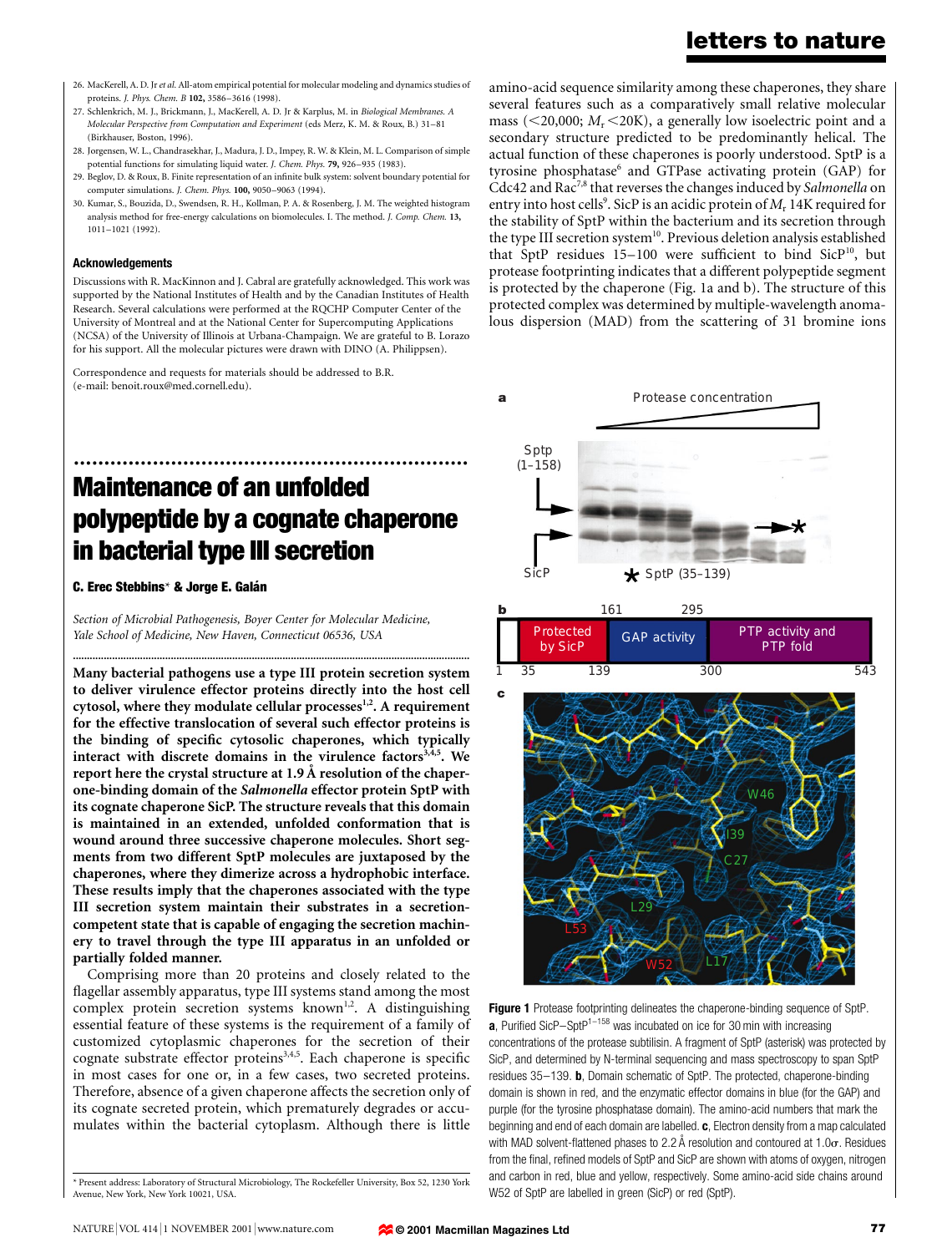26. MacKerell, A. D. Jr *et al.* All-atom empirical potential for molecular modeling and dynamics studies of proteins. *J. Phys. Chem. B* **102,** 3586–3616 (1998).
27. Schlenkrich, M. J., Brickmann, J., MacKerell, A. D. Jr & Karplus, M. in *Biological Membranes. A Molecular Perspective from Computation and Experiment* (eds Merz, K. M. & Roux, B.) 31–81 (Birkhauser, Boston, 1996).
28. Jorgensen, W. L., Chandrasekhar, J., Madura, J. D., Impey, R. W. & Klein, M. L. Comparison of simple potential functions for simulating liquid water. *J. Chem. Phys.* **79,** 926–935 (1983).
29. Beglov, D. & Roux, B. Finite representation of an infinite bulk system: solvent boundary potential for computer simulations. *J. Chem. Phys.* **100,** 9050–9063 (1994).
30. Kumar, S., Bouzida, D., Swendsen, R. H., Kollman, P. A. & Rosenberg, J. M. The weighted histogram analysis method for free-energy calculations on biomolecules. I. The method. *J. Comp. Chem.* **13,** 1011–1021 (1992).

### Acknowledgements

Discussions with R. MacKinnon and J. Cabral are gratefully acknowledged. This work was supported by the National Institutes of Health and by the Canadian Institutes of Health Research. Several calculations were performed at the RQCHP Computer Center of the University of Montreal and at the National Center for Supercomputing Applications (NCSA) of the University of Illinois at Urbana-Champaign. We are grateful to B. Lorazo for his support. All the molecular pictures were drawn with DINO (A. Philippsen).

Correspondence and requests for materials should be addressed to B.R. (e-mail: benoit.roux@med.cornell.edu).

# Maintenance of an unfolded polypeptide by a cognate chaperone in bacterial type III secretion

**C. Erec Stebbins\* & Jorge E. Galán**

*Section of Microbial Pathogenesis, Boyer Center for Molecular Medicine, Yale School of Medicine, New Haven, Connecticut 06536, USA*

**Many bacterial pathogens use a type III protein secretion system to deliver virulence effector proteins directly into the host cell cytosol, where they modulate cellular processes[1,2]. A requirement for the effective translocation of several such effector proteins is the binding of specific cytosolic chaperones, which typically interact with discrete domains in the virulence factors[3,4,5]. We report here the crystal structure at 1.9 Å resolution of the chaperone-binding domain of the *Salmonella* effector protein SptP with its cognate chaperone SicP. The structure reveals that this domain is maintained in an extended, unfolded conformation and is wound around three successive chaperone molecules. Short segments from two different SptP molecules are juxtaposed by the chaperones, where they dimerize across a hydrophobic interface. These results imply that the chaperones associated with the type III secretion system maintain their substrates in a secretion-competent state that is capable of engaging the secretion machinery to travel through the type III apparatus in an unfolded or partially folded manner.**

Comprising more than 20 proteins and closely related to the flagellar assembly apparatus, type III systems stand among the most complex protein secretion systems known[1,2]. A distinguishing essential feature of these systems is the requirement of a family of customized cytoplasmic chaperones for the secretion of their cognate substrate effector proteins[3,4,5]. Each chaperone is specific in most cases for one or, in a few cases, two secreted proteins. Therefore, absence of a given chaperone affects the secretion only of its cognate secreted protein, which prematurely degrades or accumulates within the bacterial cytoplasm. Although there is little amino-acid sequence similarity among these chaperones, they share several features such as a comparatively small relative molecular mass (<20,000; $M_r$ <20K), a generally low isoelectric point and a secondary structure predicted to be predominantly helical. The actual function of these chaperones is poorly understood. SptP is a tyrosine phosphatase[6] and GTPase activating protein (GAP) for Cdc42 and Rac[7,8] that reverses the changes induced by *Salmonella* on entry into host cells[9]. SicP is an acidic protein of $M_r$ 14K required for the stability of SptP within the bacterium and its secretion through the type III secretion system[10]. Previous deletion analysis established that SptP residues 15–100 were sufficient to bind SicP[10], but protease footprinting indicates that a different polypeptide segment is protected by the chaperone (Fig. 1a and b). The structure of this protected complex was determined by multiple-wavelength anomalous dispersion (MAD) from the scattering of 31 bromine ions

a
Protease concentration
Sptp (1–158)
SicP
* SptP (35–139)

b
161 295
Protected by SicP
GAP activity
PTP activity and PTP fold
1 35 139 300 543

c
W46
I39
C27
L29
L53
W52
L17

**Figure 1** Protease footprinting delineates the chaperone-binding sequence of SptP. **a**, Purified SicP–SptP[1–158] was incubated on ice for 30 min with increasing concentrations of the protease subtilisin. A fragment of SptP (asterisk) was protected by SicP, and determined by N-terminal sequencing and mass spectroscopy to span SptP residues 35–139. **b**, Domain schematic of SptP. The protected, chaperone-binding domain is shown in red, and the enzymatic effector domains in blue (for the GAP) and purple (for the tyrosine phosphatase domain). The amino-acid numbers that mark the beginning and end of each domain are labelled. **c**, Electron density from a map calculated with MAD solvent-flattened phases to 2.2 Å resolution and contoured at 1.0σ. Residues from the final, refined models of SptP and SicP are shown with atoms of oxygen, nitrogen and carbon in red, blue and yellow, respectively. Some amino-acid side chains around W52 of SptP are labelled in green (SicP) or red (SptP).

\* Present address: Laboratory of Structural Microbiology, The Rockefeller University, Box 52, 1230 York Avenue, New York, New York 10021, USA.